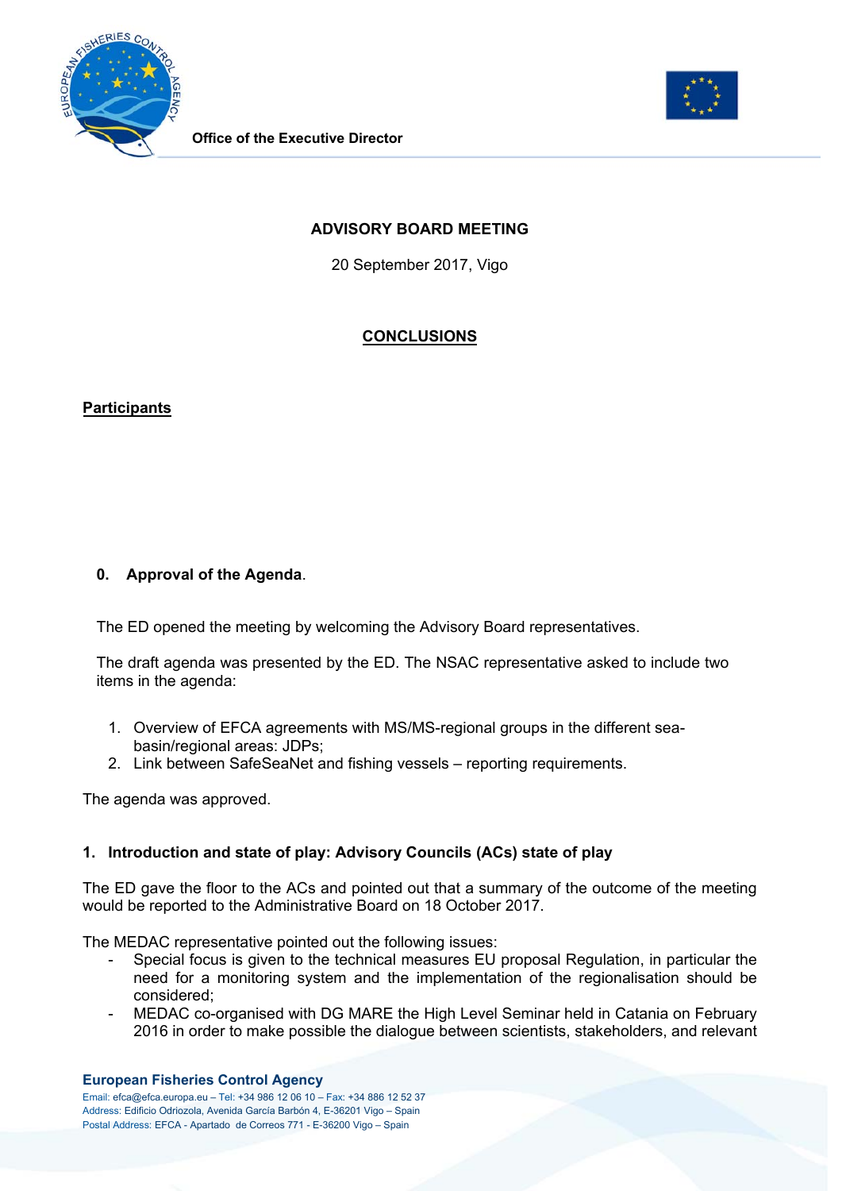Office of the Executive Director

**ADVISORY BOARD MEETING**

20 September 2017, Vigo

**CONCLUSIONS**

**Participants**

**0. Approval of the Agenda**.

The ED opened the meeting by welcoming the Advisory Board representatives.

The draft agenda was presented by the ED. The NSAC representative asked to include two items in the agenda:

1. Overview of EFCA agreements with MS/MS-regional groups in the different sea-basin/regional areas: JDPs;
2. Link between SafeSeaNet and fishing vessels – reporting requirements.

The agenda was approved.

**1. Introduction and state of play: Advisory Councils (ACs) state of play**

The ED gave the floor to the ACs and pointed out that a summary of the outcome of the meeting would be reported to the Administrative Board on 18 October 2017.

The MEDAC representative pointed out the following issues:

- Special focus is given to the technical measures EU proposal Regulation, in particular the need for a monitoring system and the implementation of the regionalisation should be considered;
- MEDAC co-organised with DG MARE the High Level Seminar held in Catania on February 2016 in order to make possible the dialogue between scientists, stakeholders, and relevant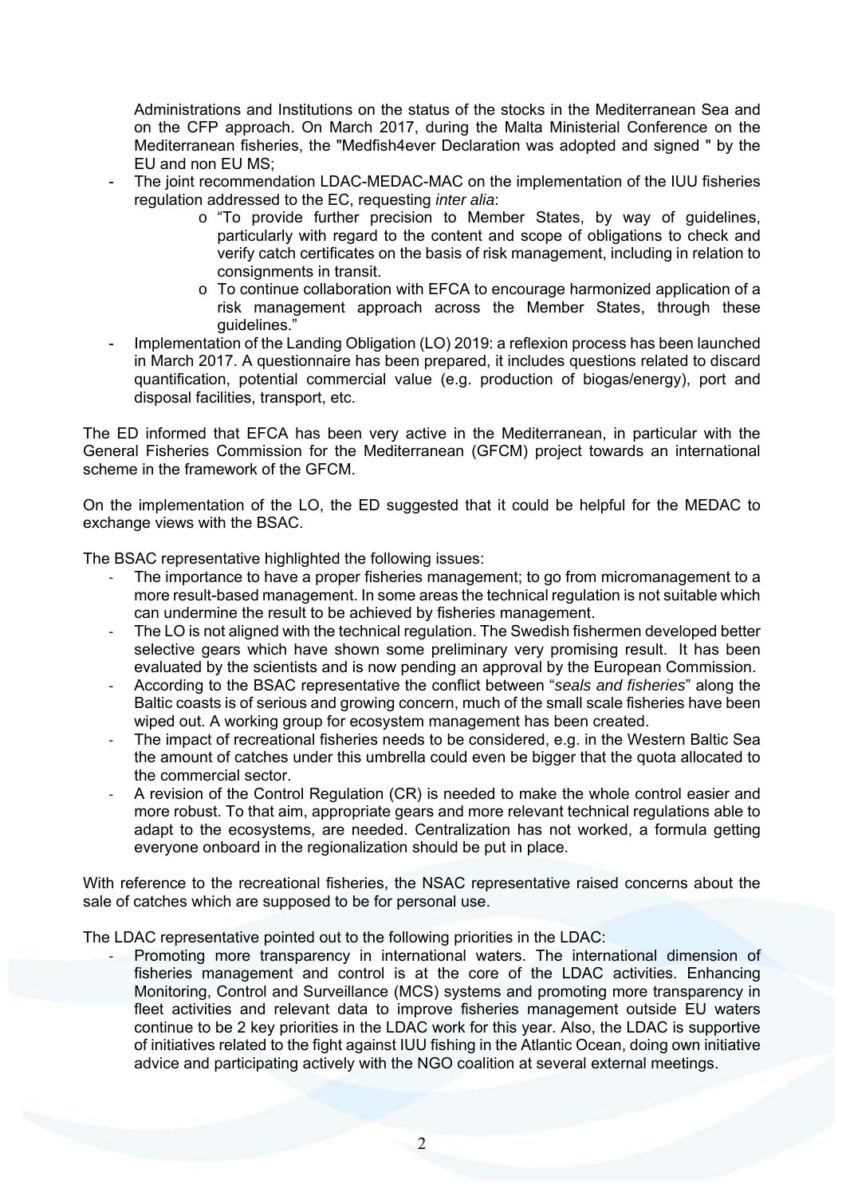Administrations and Institutions on the status of the stocks in the Mediterranean Sea and on the CFP approach. On March 2017, during the Malta Ministerial Conference on the Mediterranean fisheries, the "Medfish4ever Declaration was adopted and signed " by the EU and non EU MS;

- The joint recommendation LDAC-MEDAC-MAC on the implementation of the IUU fisheries regulation addressed to the EC, requesting *inter alia*:
    - "To provide further precision to Member States, by way of guidelines, particularly with regard to the content and scope of obligations to check and verify catch certificates on the basis of risk management, including in relation to consignments in transit.
    - To continue collaboration with EFCA to encourage harmonized application of a risk management approach across the Member States, through these guidelines."
- Implementation of the Landing Obligation (LO) 2019: a reflexion process has been launched in March 2017. A questionnaire has been prepared, it includes questions related to discard quantification, potential commercial value (e.g. production of biogas/energy), port and disposal facilities, transport, etc.

The ED informed that EFCA has been very active in the Mediterranean, in particular with the General Fisheries Commission for the Mediterranean (GFCM) project towards an international scheme in the framework of the GFCM.

On the implementation of the LO, the ED suggested that it could be helpful for the MEDAC to exchange views with the BSAC.

The BSAC representative highlighted the following issues:

- The importance to have a proper fisheries management; to go from micromanagement to a more result-based management. In some areas the technical regulation is not suitable which can undermine the result to be achieved by fisheries management.
- The LO is not aligned with the technical regulation. The Swedish fishermen developed better selective gears which have shown some preliminary very promising result. It has been evaluated by the scientists and is now pending an approval by the European Commission.
- According to the BSAC representative the conflict between "*seals and fisheries*" along the Baltic coasts is of serious and growing concern, much of the small scale fisheries have been wiped out. A working group for ecosystem management has been created.
- The impact of recreational fisheries needs to be considered, e.g. in the Western Baltic Sea the amount of catches under this umbrella could even be bigger that the quota allocated to the commercial sector.
- A revision of the Control Regulation (CR) is needed to make the whole control easier and more robust. To that aim, appropriate gears and more relevant technical regulations able to adapt to the ecosystems, are needed. Centralization has not worked, a formula getting everyone onboard in the regionalization should be put in place.

With reference to the recreational fisheries, the NSAC representative raised concerns about the sale of catches which are supposed to be for personal use.

The LDAC representative pointed out to the following priorities in the LDAC:

- Promoting more transparency in international waters. The international dimension of fisheries management and control is at the core of the LDAC activities. Enhancing Monitoring, Control and Surveillance (MCS) systems and promoting more transparency in fleet activities and relevant data to improve fisheries management outside EU waters continue to be 2 key priorities in the LDAC work for this year. Also, the LDAC is supportive of initiatives related to the fight against IUU fishing in the Atlantic Ocean, doing own initiative advice and participating actively with the NGO coalition at several external meetings.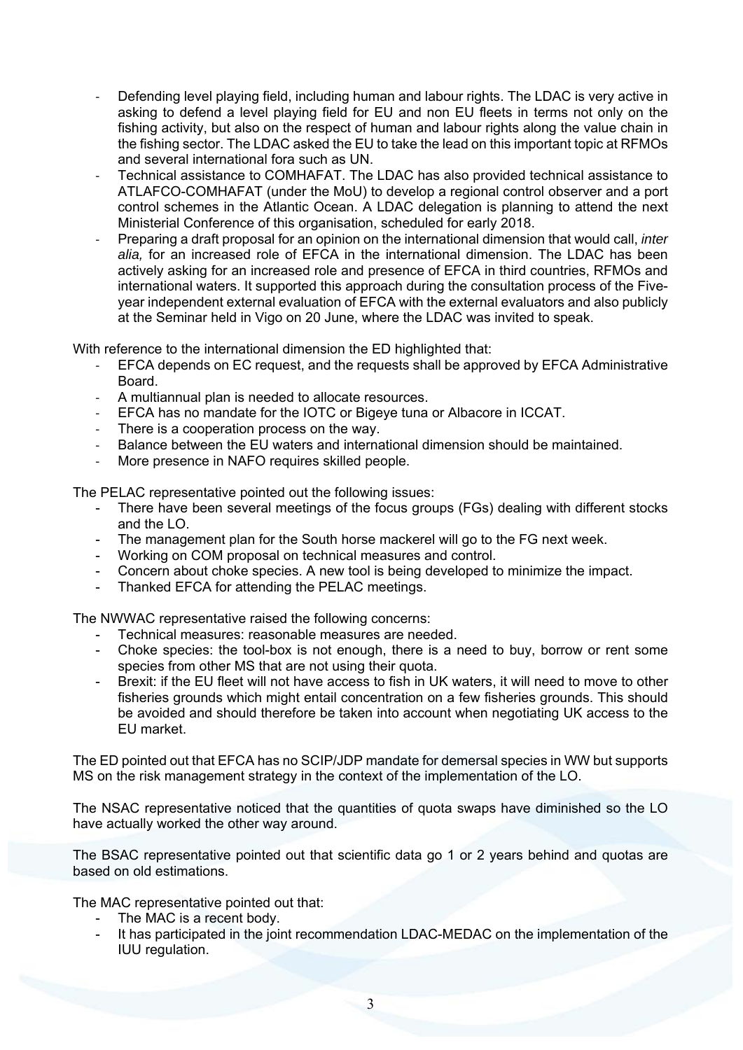- Defending level playing field, including human and labour rights. The LDAC is very active in asking to defend a level playing field for EU and non EU fleets in terms not only on the fishing activity, but also on the respect of human and labour rights along the value chain in the fishing sector. The LDAC asked the EU to take the lead on this important topic at RFMOs and several international fora such as UN.
- Technical assistance to COMHAFAT. The LDAC has also provided technical assistance to ATLAFCO-COMHAFAT (under the MoU) to develop a regional control observer and a port control schemes in the Atlantic Ocean. A LDAC delegation is planning to attend the next Ministerial Conference of this organisation, scheduled for early 2018.
- Preparing a draft proposal for an opinion on the international dimension that would call, *inter alia,* for an increased role of EFCA in the international dimension. The LDAC has been actively asking for an increased role and presence of EFCA in third countries, RFMOs and international waters. It supported this approach during the consultation process of the Five-year independent external evaluation of EFCA with the external evaluators and also publicly at the Seminar held in Vigo on 20 June, where the LDAC was invited to speak.

With reference to the international dimension the ED highlighted that:

- EFCA depends on EC request, and the requests shall be approved by EFCA Administrative Board.
- A multiannual plan is needed to allocate resources.
- EFCA has no mandate for the IOTC or Bigeye tuna or Albacore in ICCAT.
- There is a cooperation process on the way.
- Balance between the EU waters and international dimension should be maintained.
- More presence in NAFO requires skilled people.

The PELAC representative pointed out the following issues:

- There have been several meetings of the focus groups (FGs) dealing with different stocks and the LO.
- The management plan for the South horse mackerel will go to the FG next week.
- Working on COM proposal on technical measures and control.
- Concern about choke species. A new tool is being developed to minimize the impact.
- Thanked EFCA for attending the PELAC meetings.

The NWWAC representative raised the following concerns:

- Technical measures: reasonable measures are needed.
- Choke species: the tool-box is not enough, there is a need to buy, borrow or rent some species from other MS that are not using their quota.
- Brexit: if the EU fleet will not have access to fish in UK waters, it will need to move to other fisheries grounds which might entail concentration on a few fisheries grounds. This should be avoided and should therefore be taken into account when negotiating UK access to the EU market.

The ED pointed out that EFCA has no SCIP/JDP mandate for demersal species in WW but supports MS on the risk management strategy in the context of the implementation of the LO.

The NSAC representative noticed that the quantities of quota swaps have diminished so the LO have actually worked the other way around.

The BSAC representative pointed out that scientific data go 1 or 2 years behind and quotas are based on old estimations.

The MAC representative pointed out that:

- The MAC is a recent body.
- It has participated in the joint recommendation LDAC-MEDAC on the implementation of the IUU regulation.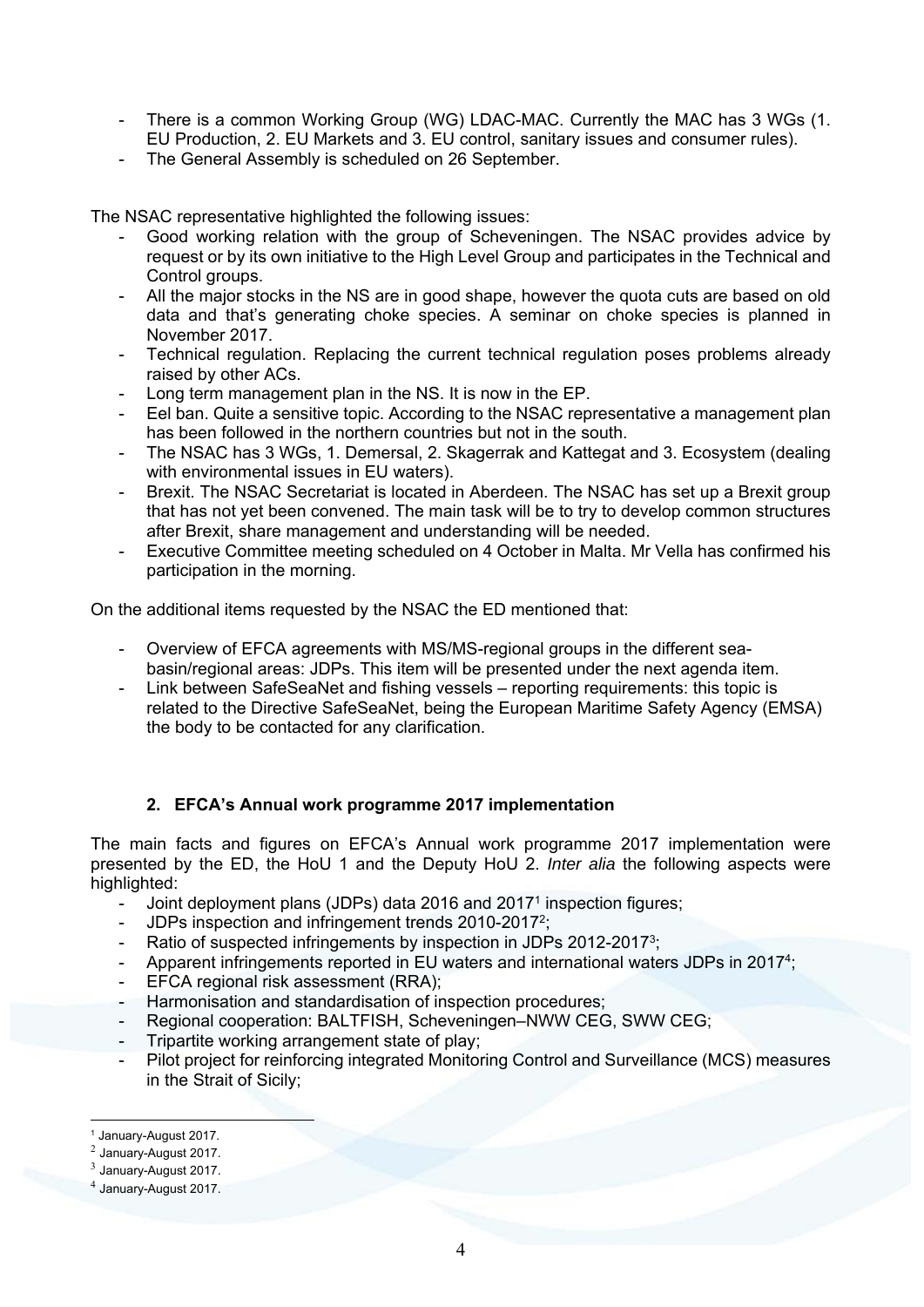- There is a common Working Group (WG) LDAC-MAC. Currently the MAC has 3 WGs (1. EU Production, 2. EU Markets and 3. EU control, sanitary issues and consumer rules).
- The General Assembly is scheduled on 26 September.

The NSAC representative highlighted the following issues:

- Good working relation with the group of Scheveningen. The NSAC provides advice by request or by its own initiative to the High Level Group and participates in the Technical and Control groups.
- All the major stocks in the NS are in good shape, however the quota cuts are based on old data and that's generating choke species. A seminar on choke species is planned in November 2017.
- Technical regulation. Replacing the current technical regulation poses problems already raised by other ACs.
- Long term management plan in the NS. It is now in the EP.
- Eel ban. Quite a sensitive topic. According to the NSAC representative a management plan has been followed in the northern countries but not in the south.
- The NSAC has 3 WGs, 1. Demersal, 2. Skagerrak and Kattegat and 3. Ecosystem (dealing with environmental issues in EU waters).
- Brexit. The NSAC Secretariat is located in Aberdeen. The NSAC has set up a Brexit group that has not yet been convened. The main task will be to try to develop common structures after Brexit, share management and understanding will be needed.
- Executive Committee meeting scheduled on 4 October in Malta. Mr Vella has confirmed his participation in the morning.

On the additional items requested by the NSAC the ED mentioned that:

- Overview of EFCA agreements with MS/MS-regional groups in the different sea-basin/regional areas: JDPs. This item will be presented under the next agenda item.
- Link between SafeSeaNet and fishing vessels – reporting requirements: this topic is related to the Directive SafeSeaNet, being the European Maritime Safety Agency (EMSA) the body to be contacted for any clarification.

## 2. EFCA's Annual work programme 2017 implementation

The main facts and figures on EFCA's Annual work programme 2017 implementation were presented by the ED, the HoU 1 and the Deputy HoU 2. *Inter alia* the following aspects were highlighted:

- Joint deployment plans (JDPs) data 2016 and 2017[1] inspection figures;
- JDPs inspection and infringement trends 2010-2017[2];
- Ratio of suspected infringements by inspection in JDPs 2012-2017[3];
- Apparent infringements reported in EU waters and international waters JDPs in 2017[4];
- EFCA regional risk assessment (RRA);
- Harmonisation and standardisation of inspection procedures;
- Regional cooperation: BALTFISH, Scheveningen–NWW CEG, SWW CEG;
- Tripartite working arrangement state of play;
- Pilot project for reinforcing integrated Monitoring Control and Surveillance (MCS) measures in the Strait of Sicily;

[1] January-August 2017.

[2] January-August 2017.

[3] January-August 2017.

[4] January-August 2017.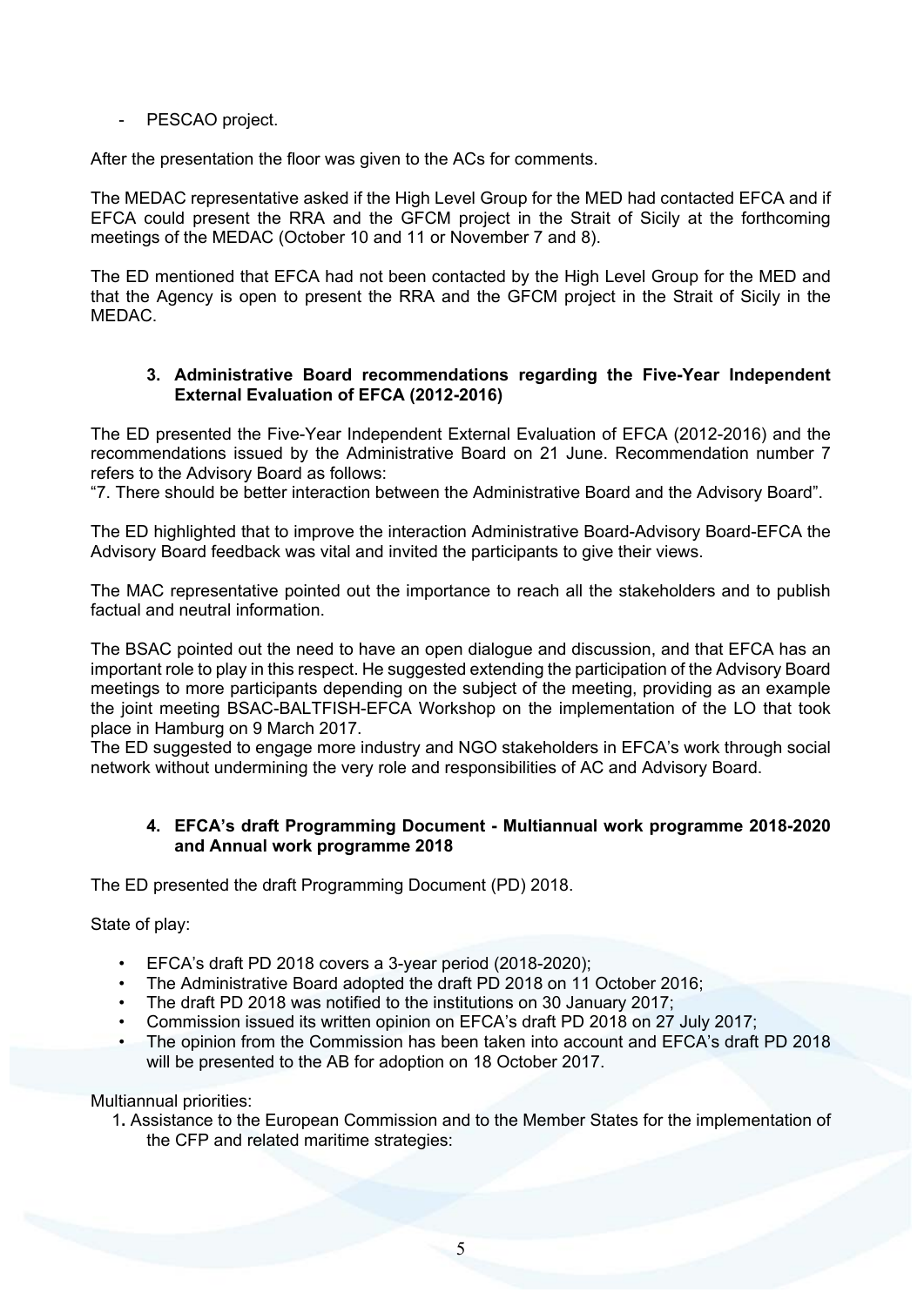- PESCAO project.

After the presentation the floor was given to the ACs for comments.

The MEDAC representative asked if the High Level Group for the MED had contacted EFCA and if EFCA could present the RRA and the GFCM project in the Strait of Sicily at the forthcoming meetings of the MEDAC (October 10 and 11 or November 7 and 8).

The ED mentioned that EFCA had not been contacted by the High Level Group for the MED and that the Agency is open to present the RRA and the GFCM project in the Strait of Sicily in the MEDAC.

### 3. Administrative Board recommendations regarding the Five-Year Independent External Evaluation of EFCA (2012-2016)

The ED presented the Five-Year Independent External Evaluation of EFCA (2012-2016) and the recommendations issued by the Administrative Board on 21 June. Recommendation number 7 refers to the Advisory Board as follows:
"7. There should be better interaction between the Administrative Board and the Advisory Board".

The ED highlighted that to improve the interaction Administrative Board-Advisory Board-EFCA the Advisory Board feedback was vital and invited the participants to give their views.

The MAC representative pointed out the importance to reach all the stakeholders and to publish factual and neutral information.

The BSAC pointed out the need to have an open dialogue and discussion, and that EFCA has an important role to play in this respect. He suggested extending the participation of the Advisory Board meetings to more participants depending on the subject of the meeting, providing as an example the joint meeting BSAC-BALTFISH-EFCA Workshop on the implementation of the LO that took place in Hamburg on 9 March 2017.
The ED suggested to engage more industry and NGO stakeholders in EFCA's work through social network without undermining the very role and responsibilities of AC and Advisory Board.

### 4. EFCA's draft Programming Document - Multiannual work programme 2018-2020 and Annual work programme 2018

The ED presented the draft Programming Document (PD) 2018.

State of play:

- EFCA's draft PD 2018 covers a 3-year period (2018-2020);
- The Administrative Board adopted the draft PD 2018 on 11 October 2016;
- The draft PD 2018 was notified to the institutions on 30 January 2017;
- Commission issued its written opinion on EFCA's draft PD 2018 on 27 July 2017;
- The opinion from the Commission has been taken into account and EFCA's draft PD 2018 will be presented to the AB for adoption on 18 October 2017.

Multiannual priorities:

1. Assistance to the European Commission and to the Member States for the implementation of the CFP and related maritime strategies: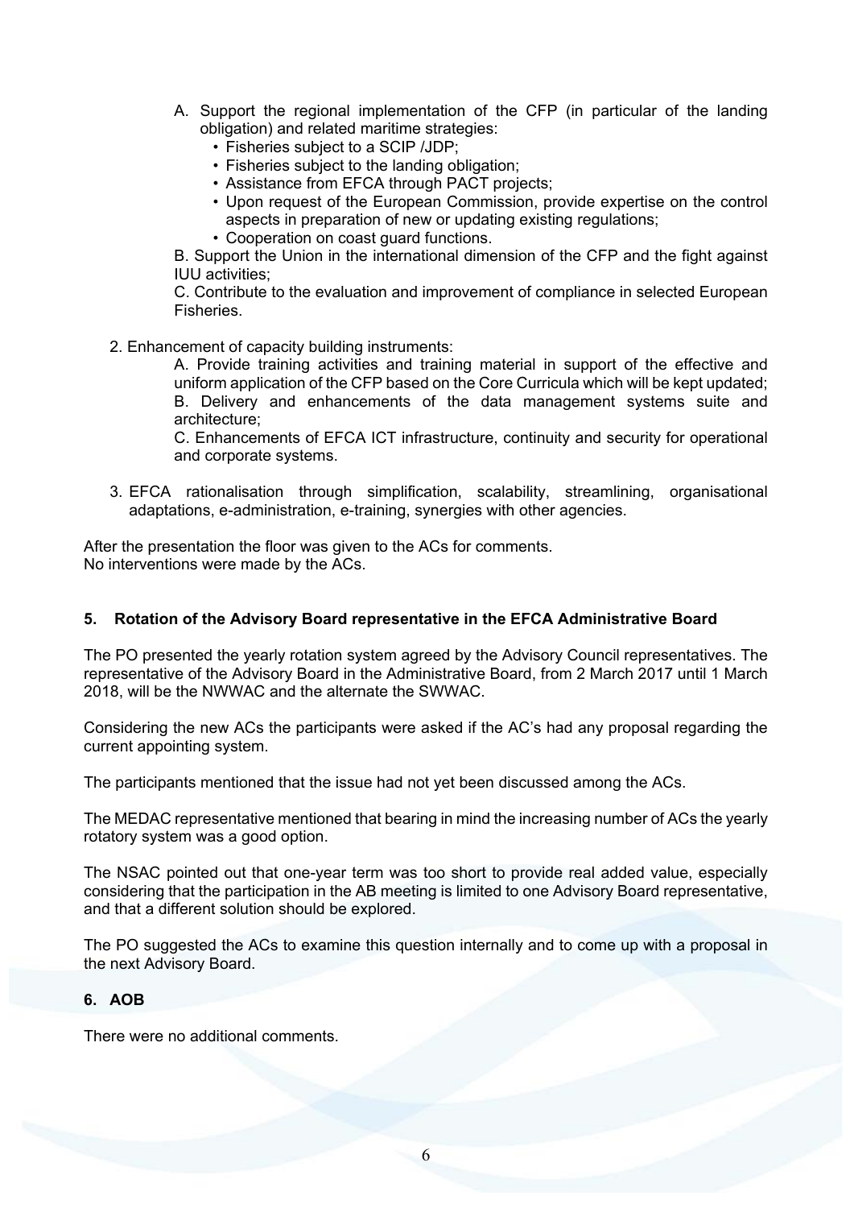A. Support the regional implementation of the CFP (in particular of the landing obligation) and related maritime strategies:
   - Fisheries subject to a SCIP /JDP;
   - Fisheries subject to the landing obligation;
   - Assistance from EFCA through PACT projects;
   - Upon request of the European Commission, provide expertise on the control aspects in preparation of new or updating existing regulations;
   - Cooperation on coast guard functions.

B. Support the Union in the international dimension of the CFP and the fight against IUU activities;

C. Contribute to the evaluation and improvement of compliance in selected European Fisheries.

2. Enhancement of capacity building instruments:

   A. Provide training activities and training material in support of the effective and uniform application of the CFP based on the Core Curricula which will be kept updated;
   B. Delivery and enhancements of the data management systems suite and architecture;
   C. Enhancements of EFCA ICT infrastructure, continuity and security for operational and corporate systems.

3. EFCA rationalisation through simplification, scalability, streamlining, organisational adaptations, e-administration, e-training, synergies with other agencies.

After the presentation the floor was given to the ACs for comments.
No interventions were made by the ACs.

**5. Rotation of the Advisory Board representative in the EFCA Administrative Board**

The PO presented the yearly rotation system agreed by the Advisory Council representatives. The representative of the Advisory Board in the Administrative Board, from 2 March 2017 until 1 March 2018, will be the NWWAC and the alternate the SWWAC.

Considering the new ACs the participants were asked if the AC's had any proposal regarding the current appointing system.

The participants mentioned that the issue had not yet been discussed among the ACs.

The MEDAC representative mentioned that bearing in mind the increasing number of ACs the yearly rotatory system was a good option.

The NSAC pointed out that one-year term was too short to provide real added value, especially considering that the participation in the AB meeting is limited to one Advisory Board representative, and that a different solution should be explored.

The PO suggested the ACs to examine this question internally and to come up with a proposal in the next Advisory Board.

**6. AOB**

There were no additional comments.